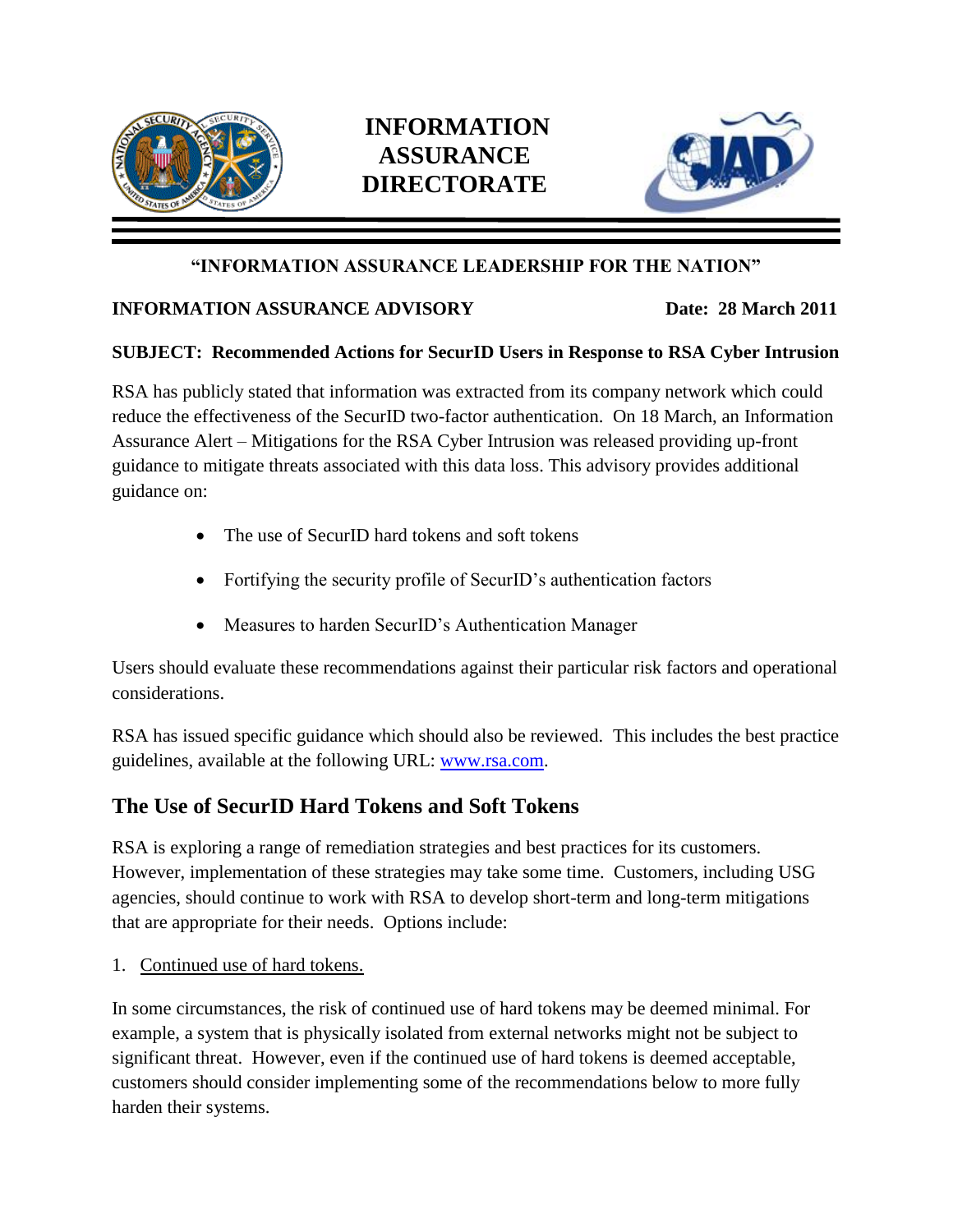# INFORMATION ASSURANCE DIRECTORATE

**"INFORMATION ASSURANCE LEADERSHIP FOR THE NATION"**

**INFORMATION ASSURANCE ADVISORY** **Date: 28 March 2011**

**SUBJECT: Recommended Actions for SecurID Users in Response to RSA Cyber Intrusion**

RSA has publicly stated that information was extracted from its company network which could reduce the effectiveness of the SecurID two-factor authentication. On 18 March, an Information Assurance Alert – Mitigations for the RSA Cyber Intrusion was released providing up-front guidance to mitigate threats associated with this data loss. This advisory provides additional guidance on:

- The use of SecurID hard tokens and soft tokens
- Fortifying the security profile of SecurID's authentication factors
- Measures to harden SecurID's Authentication Manager

Users should evaluate these recommendations against their particular risk factors and operational considerations.

RSA has issued specific guidance which should also be reviewed. This includes the best practice guidelines, available at the following URL: [www.rsa.com](www.rsa.com).

## The Use of SecurID Hard Tokens and Soft Tokens

RSA is exploring a range of remediation strategies and best practices for its customers. However, implementation of these strategies may take some time. Customers, including USG agencies, should continue to work with RSA to develop short-term and long-term mitigations that are appropriate for their needs. Options include:

1. Continued use of hard tokens.

In some circumstances, the risk of continued use of hard tokens may be deemed minimal. For example, a system that is physically isolated from external networks might not be subject to significant threat. However, even if the continued use of hard tokens is deemed acceptable, customers should consider implementing some of the recommendations below to more fully harden their systems.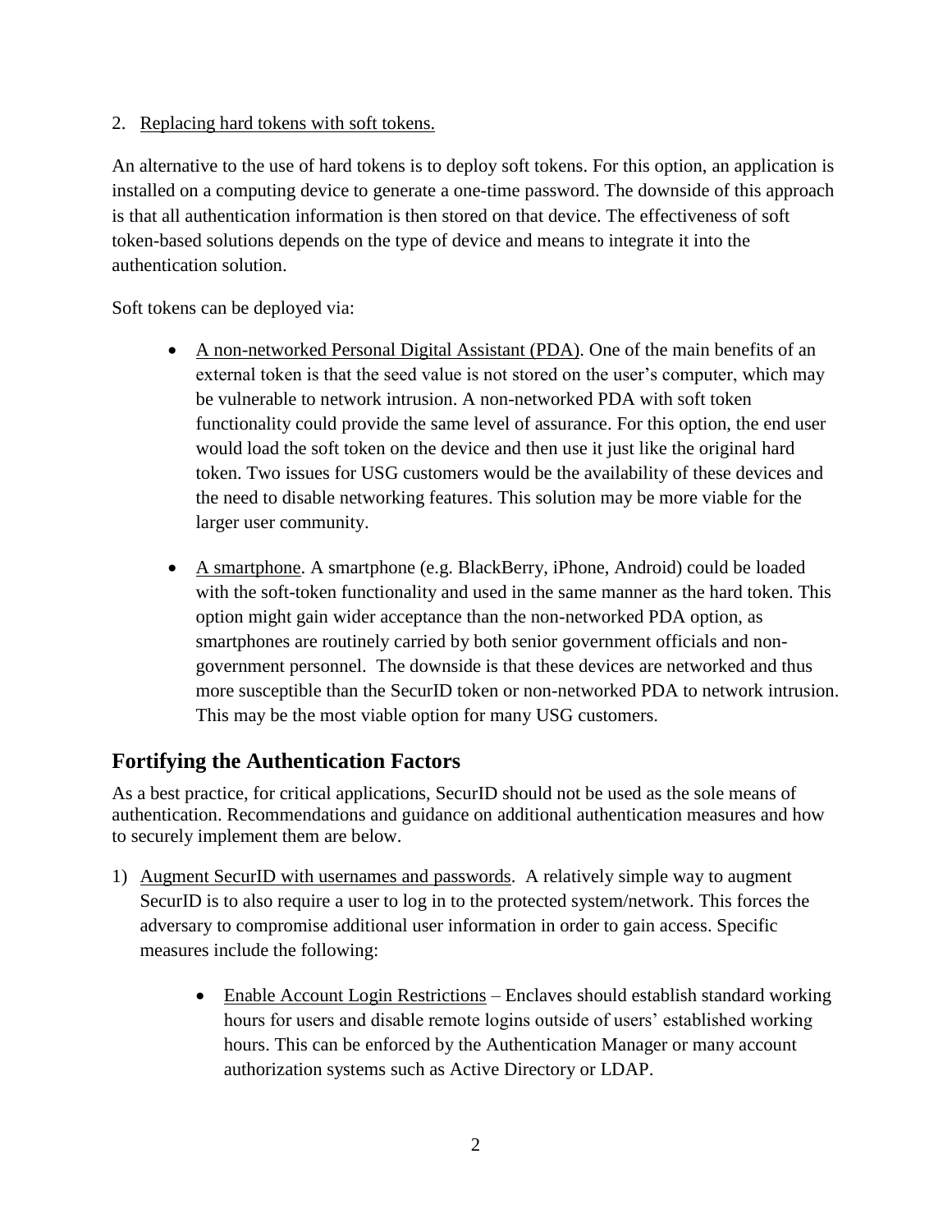2. Replacing hard tokens with soft tokens.

An alternative to the use of hard tokens is to deploy soft tokens. For this option, an application is installed on a computing device to generate a one-time password. The downside of this approach is that all authentication information is then stored on that device. The effectiveness of soft token-based solutions depends on the type of device and means to integrate it into the authentication solution.

Soft tokens can be deployed via:

- A non-networked Personal Digital Assistant (PDA). One of the main benefits of an external token is that the seed value is not stored on the user's computer, which may be vulnerable to network intrusion. A non-networked PDA with soft token functionality could provide the same level of assurance. For this option, the end user would load the soft token on the device and then use it just like the original hard token. Two issues for USG customers would be the availability of these devices and the need to disable networking features. This solution may be more viable for the larger user community.

- A smartphone. A smartphone (e.g. BlackBerry, iPhone, Android) could be loaded with the soft-token functionality and used in the same manner as the hard token. This option might gain wider acceptance than the non-networked PDA option, as smartphones are routinely carried by both senior government officials and non-government personnel. The downside is that these devices are networked and thus more susceptible than the SecurID token or non-networked PDA to network intrusion. This may be the most viable option for many USG customers.

## Fortifying the Authentication Factors

As a best practice, for critical applications, SecurID should not be used as the sole means of authentication. Recommendations and guidance on additional authentication measures and how to securely implement them are below.

1) Augment SecurID with usernames and passwords. A relatively simple way to augment SecurID is to also require a user to log in to the protected system/network. This forces the adversary to compromise additional user information in order to gain access. Specific measures include the following:

    - Enable Account Login Restrictions – Enclaves should establish standard working hours for users and disable remote logins outside of users' established working hours. This can be enforced by the Authentication Manager or many account authorization systems such as Active Directory or LDAP.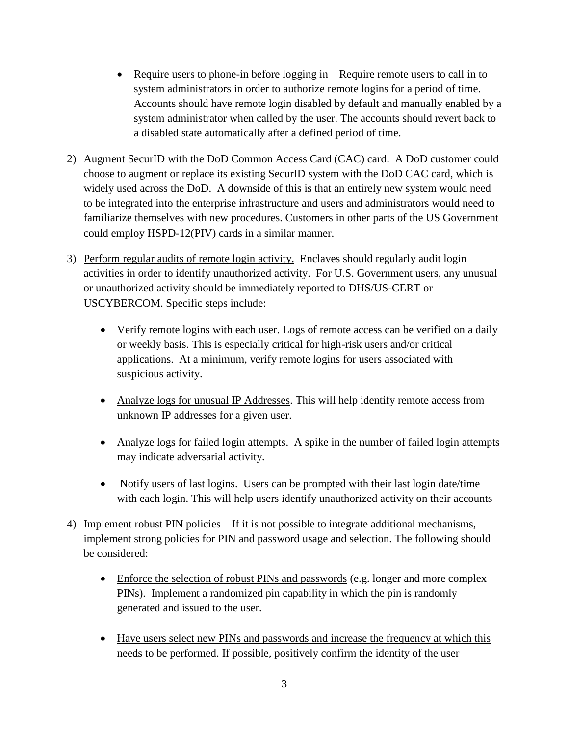- Require users to phone-in before logging in – Require remote users to call in to system administrators in order to authorize remote logins for a period of time. Accounts should have remote login disabled by default and manually enabled by a system administrator when called by the user. The accounts should revert back to a disabled state automatically after a defined period of time.

2) Augment SecurID with the DoD Common Access Card (CAC) card. A DoD customer could choose to augment or replace its existing SecurID system with the DoD CAC card, which is widely used across the DoD. A downside of this is that an entirely new system would need to be integrated into the enterprise infrastructure and users and administrators would need to familiarize themselves with new procedures. Customers in other parts of the US Government could employ HSPD-12(PIV) cards in a similar manner.

3) Perform regular audits of remote login activity. Enclaves should regularly audit login activities in order to identify unauthorized activity. For U.S. Government users, any unusual or unauthorized activity should be immediately reported to DHS/US-CERT or USCYBERCOM. Specific steps include:

    - Verify remote logins with each user. Logs of remote access can be verified on a daily or weekly basis. This is especially critical for high-risk users and/or critical applications. At a minimum, verify remote logins for users associated with suspicious activity.

    - Analyze logs for unusual IP Addresses. This will help identify remote access from unknown IP addresses for a given user.

    - Analyze logs for failed login attempts. A spike in the number of failed login attempts may indicate adversarial activity.

    - Notify users of last logins. Users can be prompted with their last login date/time with each login. This will help users identify unauthorized activity on their accounts

4) Implement robust PIN policies – If it is not possible to integrate additional mechanisms, implement strong policies for PIN and password usage and selection. The following should be considered:

    - Enforce the selection of robust PINs and passwords (e.g. longer and more complex PINs). Implement a randomized pin capability in which the pin is randomly generated and issued to the user.

    - Have users select new PINs and passwords and increase the frequency at which this needs to be performed. If possible, positively confirm the identity of the user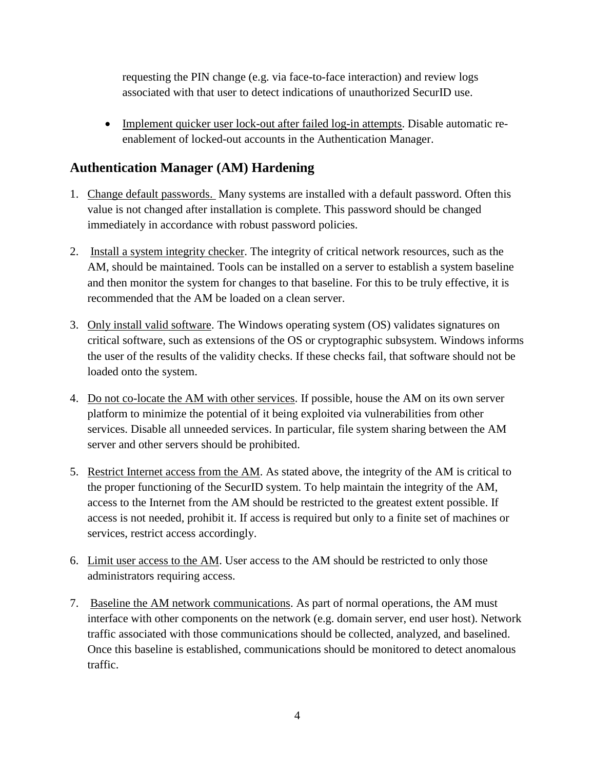requesting the PIN change (e.g. via face-to-face interaction) and review logs associated with that user to detect indications of unauthorized SecurID use.

- Implement quicker user lock-out after failed log-in attempts. Disable automatic re-enablement of locked-out accounts in the Authentication Manager.

## Authentication Manager (AM) Hardening

1. Change default passwords. Many systems are installed with a default password. Often this value is not changed after installation is complete. This password should be changed immediately in accordance with robust password policies.

2. Install a system integrity checker. The integrity of critical network resources, such as the AM, should be maintained. Tools can be installed on a server to establish a system baseline and then monitor the system for changes to that baseline. For this to be truly effective, it is recommended that the AM be loaded on a clean server.

3. Only install valid software. The Windows operating system (OS) validates signatures on critical software, such as extensions of the OS or cryptographic subsystem. Windows informs the user of the results of the validity checks. If these checks fail, that software should not be loaded onto the system.

4. Do not co-locate the AM with other services. If possible, house the AM on its own server platform to minimize the potential of it being exploited via vulnerabilities from other services. Disable all unneeded services. In particular, file system sharing between the AM server and other servers should be prohibited.

5. Restrict Internet access from the AM. As stated above, the integrity of the AM is critical to the proper functioning of the SecurID system. To help maintain the integrity of the AM, access to the Internet from the AM should be restricted to the greatest extent possible. If access is not needed, prohibit it. If access is required but only to a finite set of machines or services, restrict access accordingly.

6. Limit user access to the AM. User access to the AM should be restricted to only those administrators requiring access.

7. Baseline the AM network communications. As part of normal operations, the AM must interface with other components on the network (e.g. domain server, end user host). Network traffic associated with those communications should be collected, analyzed, and baselined. Once this baseline is established, communications should be monitored to detect anomalous traffic.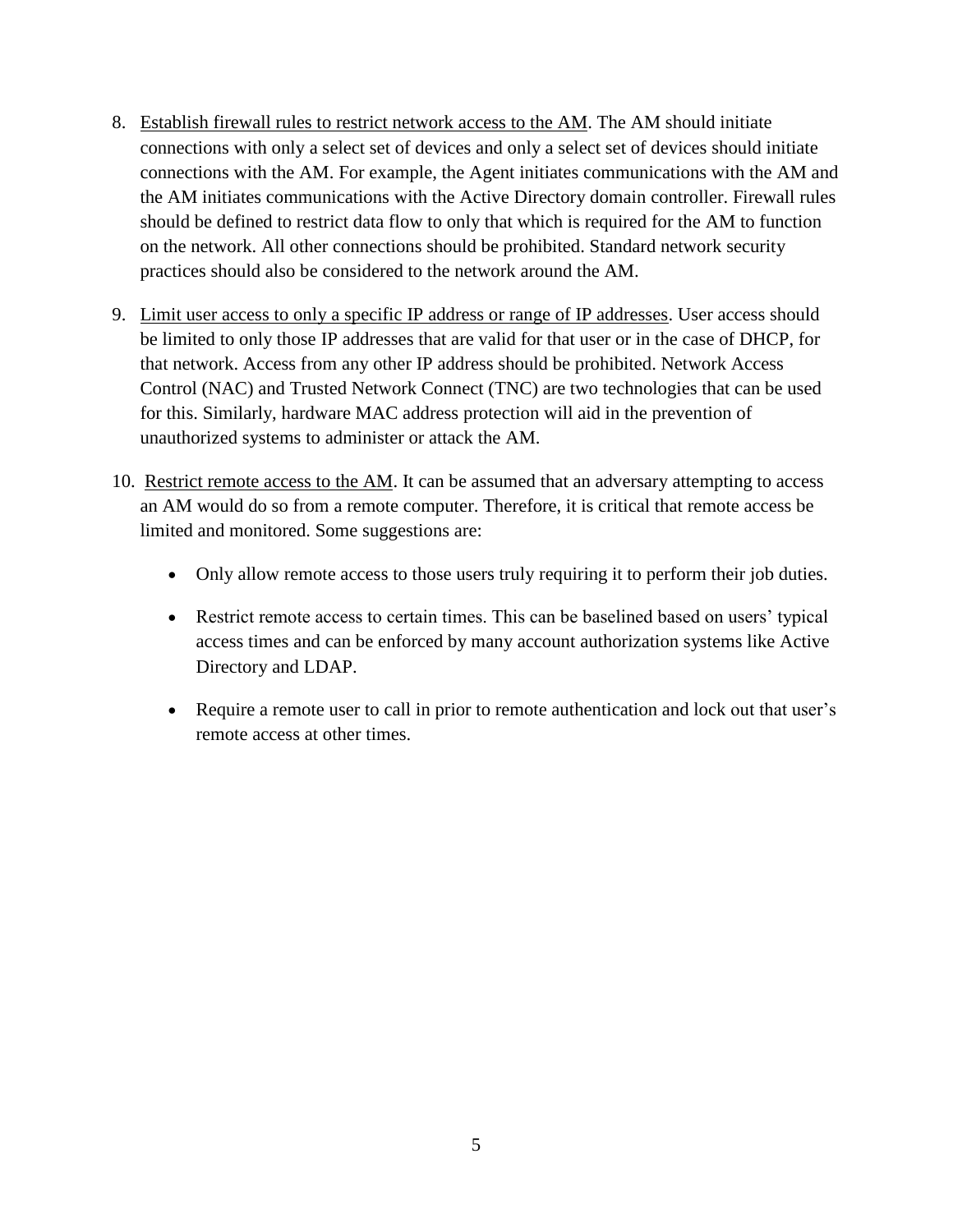8. <u>Establish firewall rules to restrict network access to the AM</u>. The AM should initiate connections with only a select set of devices and only a select set of devices should initiate connections with the AM. For example, the Agent initiates communications with the AM and the AM initiates communications with the Active Directory domain controller. Firewall rules should be defined to restrict data flow to only that which is required for the AM to function on the network. All other connections should be prohibited. Standard network security practices should also be considered to the network around the AM.

9. <u>Limit user access to only a specific IP address or range of IP addresses</u>. User access should be limited to only those IP addresses that are valid for that user or in the case of DHCP, for that network. Access from any other IP address should be prohibited. Network Access Control (NAC) and Trusted Network Connect (TNC) are two technologies that can be used for this. Similarly, hardware MAC address protection will aid in the prevention of unauthorized systems to administer or attack the AM.

10. <u>Restrict remote access to the AM</u>. It can be assumed that an adversary attempting to access an AM would do so from a remote computer. Therefore, it is critical that remote access be limited and monitored. Some suggestions are:

    - Only allow remote access to those users truly requiring it to perform their job duties.

    - Restrict remote access to certain times. This can be baselined based on users' typical access times and can be enforced by many account authorization systems like Active Directory and LDAP.

    - Require a remote user to call in prior to remote authentication and lock out that user's remote access at other times.